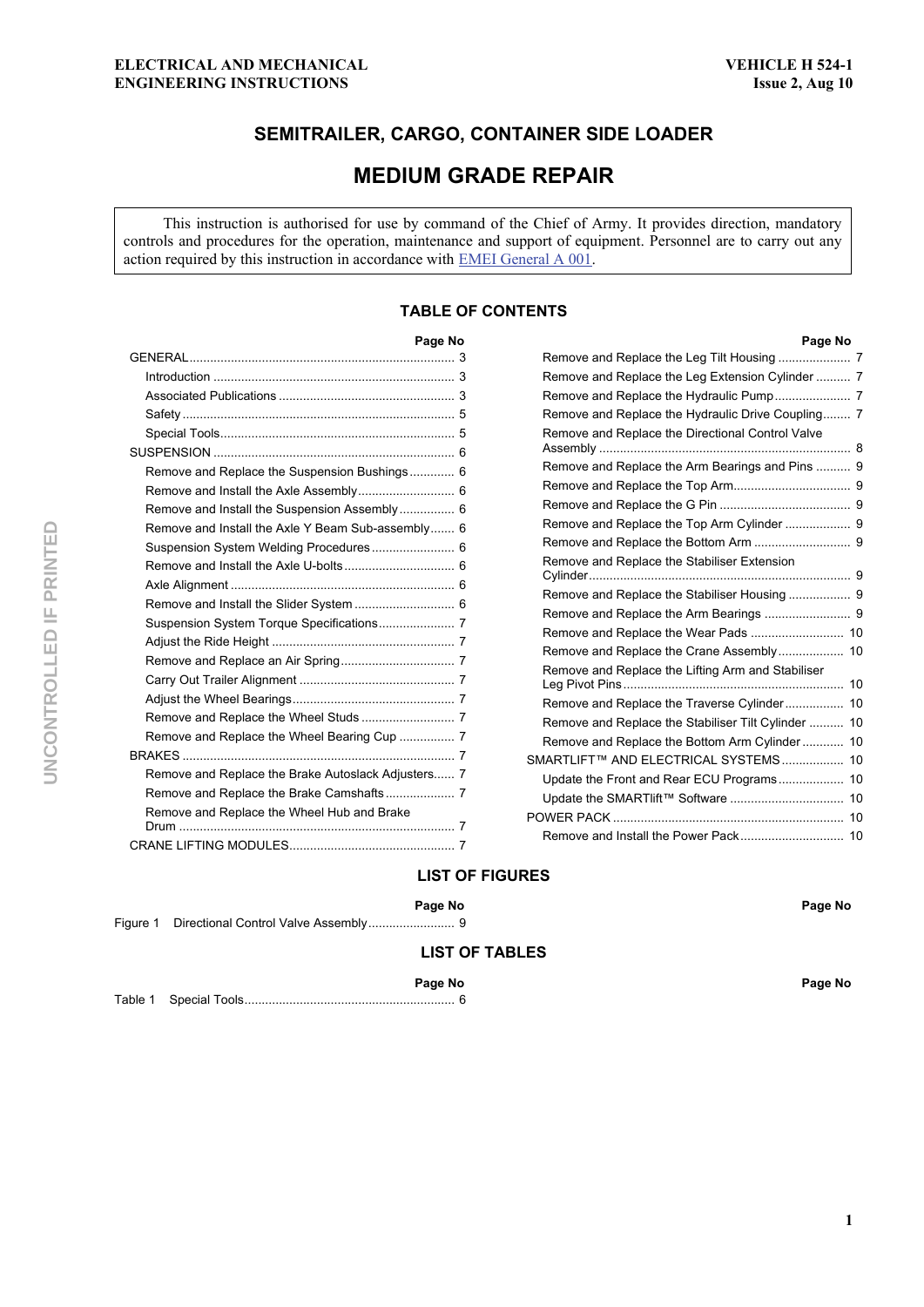ELECTRICAL AND MECHANICAL ENGINEERING INSTRUCTIONS

VEHICLE H 524-1
Issue 2, Aug 10

# SEMITRAILER, CARGO, CONTAINER SIDE LOADER

# MEDIUM GRADE REPAIR

This instruction is authorised for use by command of the Chief of Army. It provides direction, mandatory controls and procedures for the operation, maintenance and support of equipment. Personnel are to carry out any action required by this instruction in accordance with EMEI General A 001.

## TABLE OF CONTENTS

| | Page No |
|---|---|
| GENERAL | 3 |
| Introduction | 3 |
| Associated Publications | 3 |
| Safety | 5 |
| Special Tools | 5 |
| SUSPENSION | 6 |
| Remove and Replace the Suspension Bushings | 6 |
| Remove and Install the Axle Assembly | 6 |
| Remove and Install the Suspension Assembly | 6 |
| Remove and Install the Axle Y Beam Sub-assembly | 6 |
| Suspension System Welding Procedures | 6 |
| Remove and Install the Axle U-bolts | 6 |
| Axle Alignment | 6 |
| Remove and Install the Slider System | 6 |
| Suspension System Torque Specifications | 7 |
| Adjust the Ride Height | 7 |
| Remove and Replace an Air Spring | 7 |
| Carry Out Trailer Alignment | 7 |
| Adjust the Wheel Bearings | 7 |
| Remove and Replace the Wheel Studs | 7 |
| Remove and Replace the Wheel Bearing Cup | 7 |
| BRAKES | 7 |
| Remove and Replace the Brake Autoslack Adjusters | 7 |
| Remove and Replace the Brake Camshafts | 7 |
| Remove and Replace the Wheel Hub and Brake Drum | 7 |
| CRANE LIFTING MODULES | 7 |
| Remove and Replace the Leg Tilt Housing | 7 |
| Remove and Replace the Leg Extension Cylinder | 7 |
| Remove and Replace the Hydraulic Pump | 7 |
| Remove and Replace the Hydraulic Drive Coupling | 7 |
| Remove and Replace the Directional Control Valve Assembly | 8 |
| Remove and Replace the Arm Bearings and Pins | 9 |
| Remove and Replace the Top Arm | 9 |
| Remove and Replace the G Pin | 9 |
| Remove and Replace the Top Arm Cylinder | 9 |
| Remove and Replace the Bottom Arm | 9 |
| Remove and Replace the Stabiliser Extension Cylinder | 9 |
| Remove and Replace the Stabiliser Housing | 9 |
| Remove and Replace the Arm Bearings | 9 |
| Remove and Replace the Wear Pads | 10 |
| Remove and Replace the Crane Assembly | 10 |
| Remove and Replace the Lifting Arm and Stabiliser Leg Pivot Pins | 10 |
| Remove and Replace the Traverse Cylinder | 10 |
| Remove and Replace the Stabiliser Tilt Cylinder | 10 |
| Remove and Replace the Bottom Arm Cylinder | 10 |
| SMARTLIFT™ AND ELECTRICAL SYSTEMS | 10 |
| Update the Front and Rear ECU Programs | 10 |
| Update the SMARTlift™ Software | 10 |
| POWER PACK | 10 |
| Remove and Install the Power Pack | 10 |

## LIST OF FIGURES

| | Page No |
|---|---|
| Figure 1 Directional Control Valve Assembly | 9 |

## LIST OF TABLES

| | Page No |
|---|---|
| Table 1 Special Tools | 6 |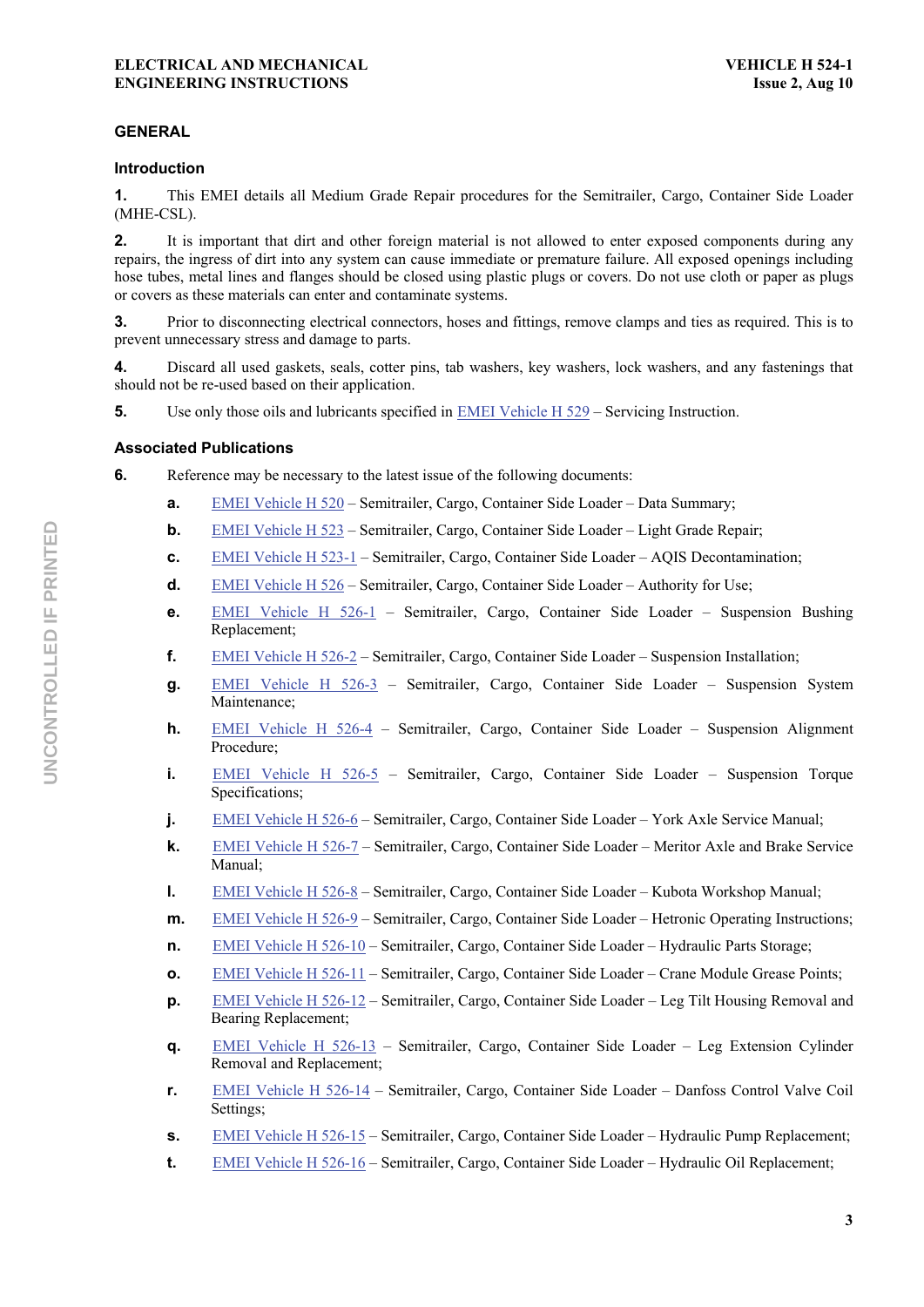## GENERAL

### Introduction

**1.** This EMEI details all Medium Grade Repair procedures for the Semitrailer, Cargo, Container Side Loader (MHE-CSL).

**2.** It is important that dirt and other foreign material is not allowed to enter exposed components during any repairs, the ingress of dirt into any system can cause immediate or premature failure. All exposed openings including hose tubes, metal lines and flanges should be closed using plastic plugs or covers. Do not use cloth or paper as plugs or covers as these materials can enter and contaminate systems.

**3.** Prior to disconnecting electrical connectors, hoses and fittings, remove clamps and ties as required. This is to prevent unnecessary stress and damage to parts.

**4.** Discard all used gaskets, seals, cotter pins, tab washers, key washers, lock washers, and any fastenings that should not be re-used based on their application.

**5.** Use only those oils and lubricants specified in EMEI Vehicle H 529 – Servicing Instruction.

### Associated Publications

**6.** Reference may be necessary to the latest issue of the following documents:

**a.** EMEI Vehicle H 520 – Semitrailer, Cargo, Container Side Loader – Data Summary;

**b.** EMEI Vehicle H 523 – Semitrailer, Cargo, Container Side Loader – Light Grade Repair;

**c.** EMEI Vehicle H 523-1 – Semitrailer, Cargo, Container Side Loader – AQIS Decontamination;

**d.** EMEI Vehicle H 526 – Semitrailer, Cargo, Container Side Loader – Authority for Use;

**e.** EMEI Vehicle H 526-1 – Semitrailer, Cargo, Container Side Loader – Suspension Bushing Replacement;

**f.** EMEI Vehicle H 526-2 – Semitrailer, Cargo, Container Side Loader – Suspension Installation;

**g.** EMEI Vehicle H 526-3 – Semitrailer, Cargo, Container Side Loader – Suspension System Maintenance;

**h.** EMEI Vehicle H 526-4 – Semitrailer, Cargo, Container Side Loader – Suspension Alignment Procedure;

**i.** EMEI Vehicle H 526-5 – Semitrailer, Cargo, Container Side Loader – Suspension Torque Specifications;

**j.** EMEI Vehicle H 526-6 – Semitrailer, Cargo, Container Side Loader – York Axle Service Manual;

**k.** EMEI Vehicle H 526-7 – Semitrailer, Cargo, Container Side Loader – Meritor Axle and Brake Service Manual;

**l.** EMEI Vehicle H 526-8 – Semitrailer, Cargo, Container Side Loader – Kubota Workshop Manual;

**m.** EMEI Vehicle H 526-9 – Semitrailer, Cargo, Container Side Loader – Hetronic Operating Instructions;

**n.** EMEI Vehicle H 526-10 – Semitrailer, Cargo, Container Side Loader – Hydraulic Parts Storage;

**o.** EMEI Vehicle H 526-11 – Semitrailer, Cargo, Container Side Loader – Crane Module Grease Points;

**p.** EMEI Vehicle H 526-12 – Semitrailer, Cargo, Container Side Loader – Leg Tilt Housing Removal and Bearing Replacement;

**q.** EMEI Vehicle H 526-13 – Semitrailer, Cargo, Container Side Loader – Leg Extension Cylinder Removal and Replacement;

**r.** EMEI Vehicle H 526-14 – Semitrailer, Cargo, Container Side Loader – Danfoss Control Valve Coil Settings;

**s.** EMEI Vehicle H 526-15 – Semitrailer, Cargo, Container Side Loader – Hydraulic Pump Replacement;

**t.** EMEI Vehicle H 526-16 – Semitrailer, Cargo, Container Side Loader – Hydraulic Oil Replacement;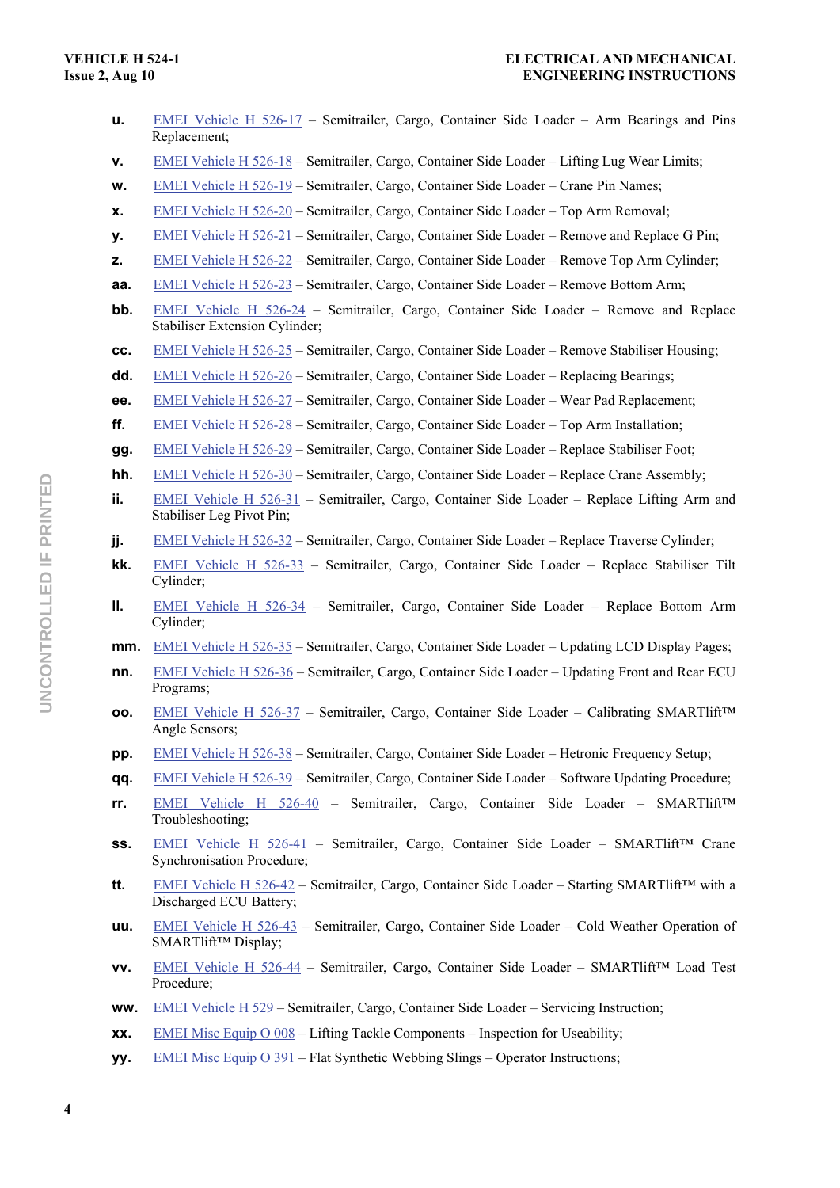u. EMEI Vehicle H 526-17 – Semitrailer, Cargo, Container Side Loader – Arm Bearings and Pins Replacement;

v. EMEI Vehicle H 526-18 – Semitrailer, Cargo, Container Side Loader – Lifting Lug Wear Limits;

w. EMEI Vehicle H 526-19 – Semitrailer, Cargo, Container Side Loader – Crane Pin Names;

x. EMEI Vehicle H 526-20 – Semitrailer, Cargo, Container Side Loader – Top Arm Removal;

y. EMEI Vehicle H 526-21 – Semitrailer, Cargo, Container Side Loader – Remove and Replace G Pin;

z. EMEI Vehicle H 526-22 – Semitrailer, Cargo, Container Side Loader – Remove Top Arm Cylinder;

aa. EMEI Vehicle H 526-23 – Semitrailer, Cargo, Container Side Loader – Remove Bottom Arm;

bb. EMEI Vehicle H 526-24 – Semitrailer, Cargo, Container Side Loader – Remove and Replace Stabiliser Extension Cylinder;

cc. EMEI Vehicle H 526-25 – Semitrailer, Cargo, Container Side Loader – Remove Stabiliser Housing;

dd. EMEI Vehicle H 526-26 – Semitrailer, Cargo, Container Side Loader – Replacing Bearings;

ee. EMEI Vehicle H 526-27 – Semitrailer, Cargo, Container Side Loader – Wear Pad Replacement;

ff. EMEI Vehicle H 526-28 – Semitrailer, Cargo, Container Side Loader – Top Arm Installation;

gg. EMEI Vehicle H 526-29 – Semitrailer, Cargo, Container Side Loader – Replace Stabiliser Foot;

hh. EMEI Vehicle H 526-30 – Semitrailer, Cargo, Container Side Loader – Replace Crane Assembly;

ii. EMEI Vehicle H 526-31 – Semitrailer, Cargo, Container Side Loader – Replace Lifting Arm and Stabiliser Leg Pivot Pin;

jj. EMEI Vehicle H 526-32 – Semitrailer, Cargo, Container Side Loader – Replace Traverse Cylinder;

kk. EMEI Vehicle H 526-33 – Semitrailer, Cargo, Container Side Loader – Replace Stabiliser Tilt Cylinder;

ll. EMEI Vehicle H 526-34 – Semitrailer, Cargo, Container Side Loader – Replace Bottom Arm Cylinder;

mm. EMEI Vehicle H 526-35 – Semitrailer, Cargo, Container Side Loader – Updating LCD Display Pages;

nn. EMEI Vehicle H 526-36 – Semitrailer, Cargo, Container Side Loader – Updating Front and Rear ECU Programs;

oo. EMEI Vehicle H 526-37 – Semitrailer, Cargo, Container Side Loader – Calibrating SMARTlift™ Angle Sensors;

pp. EMEI Vehicle H 526-38 – Semitrailer, Cargo, Container Side Loader – Hetronic Frequency Setup;

qq. EMEI Vehicle H 526-39 – Semitrailer, Cargo, Container Side Loader – Software Updating Procedure;

rr. EMEI Vehicle H 526-40 – Semitrailer, Cargo, Container Side Loader – SMARTlift™ Troubleshooting;

ss. EMEI Vehicle H 526-41 – Semitrailer, Cargo, Container Side Loader – SMARTlift™ Crane Synchronisation Procedure;

tt. EMEI Vehicle H 526-42 – Semitrailer, Cargo, Container Side Loader – Starting SMARTlift™ with a Discharged ECU Battery;

uu. EMEI Vehicle H 526-43 – Semitrailer, Cargo, Container Side Loader – Cold Weather Operation of SMARTlift™ Display;

vv. EMEI Vehicle H 526-44 – Semitrailer, Cargo, Container Side Loader – SMARTlift™ Load Test Procedure;

ww. EMEI Vehicle H 529 – Semitrailer, Cargo, Container Side Loader – Servicing Instruction;

xx. EMEI Misc Equip O 008 – Lifting Tackle Components – Inspection for Useability;

yy. EMEI Misc Equip O 391 – Flat Synthetic Webbing Slings – Operator Instructions;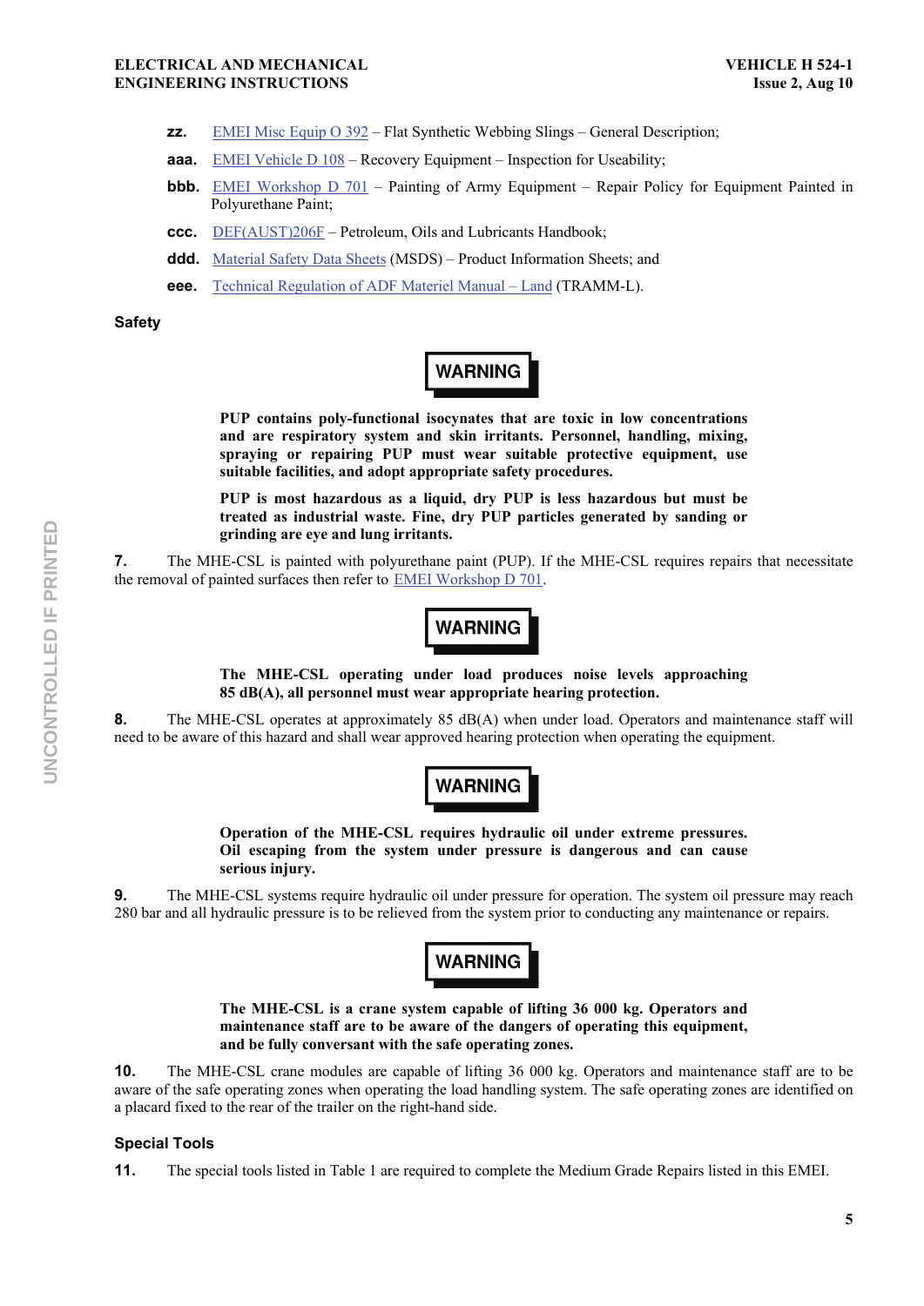zz. EMEI Misc Equip O 392 – Flat Synthetic Webbing Slings – General Description;

aaa. EMEI Vehicle D 108 – Recovery Equipment – Inspection for Useability;

bbb. EMEI Workshop D 701 – Painting of Army Equipment – Repair Policy for Equipment Painted in Polyurethane Paint;

ccc. DEF(AUST)206F – Petroleum, Oils and Lubricants Handbook;

ddd. Material Safety Data Sheets (MSDS) – Product Information Sheets; and

eee. Technical Regulation of ADF Materiel Manual – Land (TRAMM-L).

## Safety

**WARNING**

**PUP contains poly-functional isocynates that are toxic in low concentrations and are respiratory system and skin irritants. Personnel, handling, mixing, spraying or repairing PUP must wear suitable protective equipment, use suitable facilities, and adopt appropriate safety procedures.**

**PUP is most hazardous as a liquid, dry PUP is less hazardous but must be treated as industrial waste. Fine, dry PUP particles generated by sanding or grinding are eye and lung irritants.**

**7.** The MHE-CSL is painted with polyurethane paint (PUP). If the MHE-CSL requires repairs that necessitate the removal of painted surfaces then refer to EMEI Workshop D 701.

**WARNING**

**The MHE-CSL operating under load produces noise levels approaching 85 dB(A), all personnel must wear appropriate hearing protection.**

**8.** The MHE-CSL operates at approximately 85 dB(A) when under load. Operators and maintenance staff will need to be aware of this hazard and shall wear approved hearing protection when operating the equipment.

**WARNING**

**Operation of the MHE-CSL requires hydraulic oil under extreme pressures. Oil escaping from the system under pressure is dangerous and can cause serious injury.**

**9.** The MHE-CSL systems require hydraulic oil under pressure for operation. The system oil pressure may reach 280 bar and all hydraulic pressure is to be relieved from the system prior to conducting any maintenance or repairs.

**WARNING**

**The MHE-CSL is a crane system capable of lifting 36 000 kg. Operators and maintenance staff are to be aware of the dangers of operating this equipment, and be fully conversant with the safe operating zones.**

**10.** The MHE-CSL crane modules are capable of lifting 36 000 kg. Operators and maintenance staff are to be aware of the safe operating zones when operating the load handling system. The safe operating zones are identified on a placard fixed to the rear of the trailer on the right-hand side.

## Special Tools

**11.** The special tools listed in Table 1 are required to complete the Medium Grade Repairs listed in this EMEI.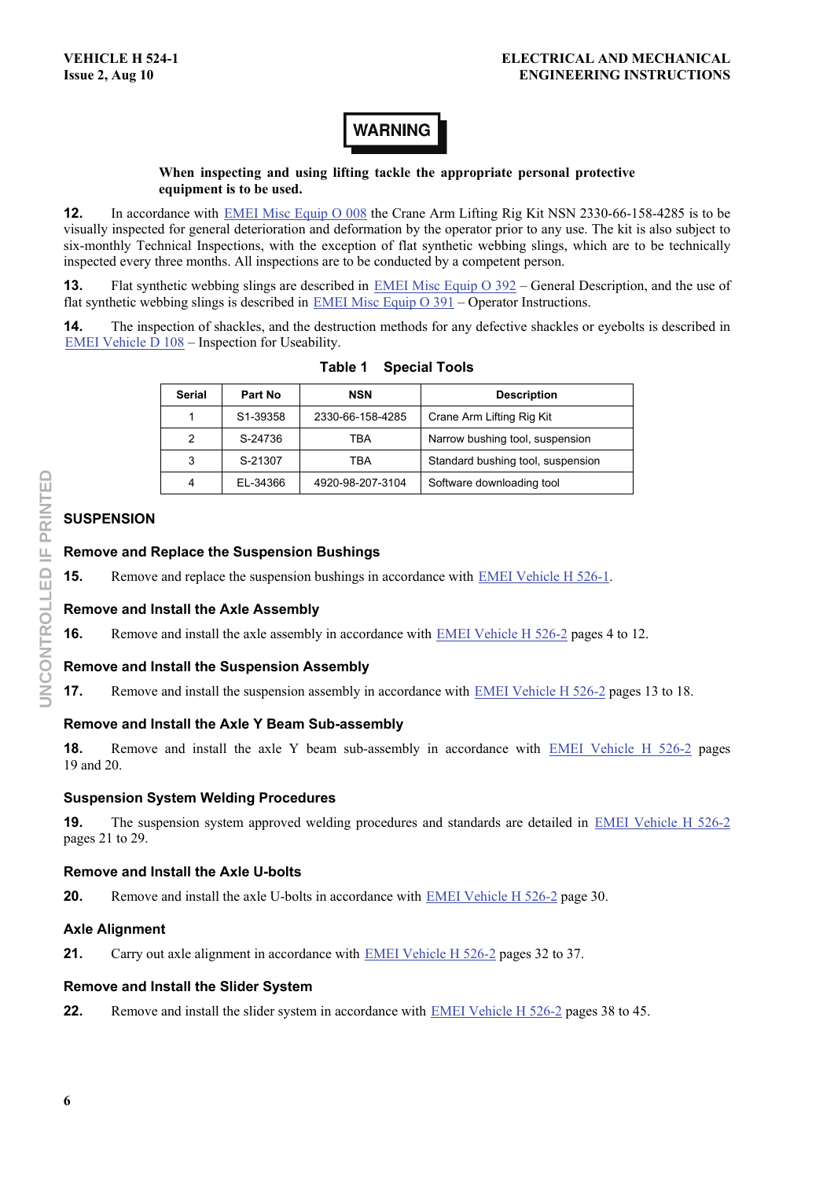**WARNING**

**When inspecting and using lifting tackle the appropriate personal protective equipment is to be used.**

**12.** In accordance with EMEI Misc Equip O 008 the Crane Arm Lifting Rig Kit NSN 2330-66-158-4285 is to be visually inspected for general deterioration and deformation by the operator prior to any use. The kit is also subject to six-monthly Technical Inspections, with the exception of flat synthetic webbing slings, which are to be technically inspected every three months. All inspections are to be conducted by a competent person.

**13.** Flat synthetic webbing slings are described in EMEI Misc Equip O 392 – General Description, and the use of flat synthetic webbing slings is described in EMEI Misc Equip O 391 – Operator Instructions.

**14.** The inspection of shackles, and the destruction methods for any defective shackles or eyebolts is described in EMEI Vehicle D 108 – Inspection for Useability.

**Table 1 Special Tools**

| Serial | Part No | NSN | Description |
|---|---|---|---|
| 1 | S1-39358 | 2330-66-158-4285 | Crane Arm Lifting Rig Kit |
| 2 | S-24736 | TBA | Narrow bushing tool, suspension |
| 3 | S-21307 | TBA | Standard bushing tool, suspension |
| 4 | EL-34366 | 4920-98-207-3104 | Software downloading tool |

## SUSPENSION

### Remove and Replace the Suspension Bushings

**15.** Remove and replace the suspension bushings in accordance with EMEI Vehicle H 526-1.

### Remove and Install the Axle Assembly

**16.** Remove and install the axle assembly in accordance with EMEI Vehicle H 526-2 pages 4 to 12.

### Remove and Install the Suspension Assembly

**17.** Remove and install the suspension assembly in accordance with EMEI Vehicle H 526-2 pages 13 to 18.

### Remove and Install the Axle Y Beam Sub-assembly

**18.** Remove and install the axle Y beam sub-assembly in accordance with EMEI Vehicle H 526-2 pages 19 and 20.

### Suspension System Welding Procedures

**19.** The suspension system approved welding procedures and standards are detailed in EMEI Vehicle H 526-2 pages 21 to 29.

### Remove and Install the Axle U-bolts

**20.** Remove and install the axle U-bolts in accordance with EMEI Vehicle H 526-2 page 30.

### Axle Alignment

**21.** Carry out axle alignment in accordance with EMEI Vehicle H 526-2 pages 32 to 37.

### Remove and Install the Slider System

**22.** Remove and install the slider system in accordance with EMEI Vehicle H 526-2 pages 38 to 45.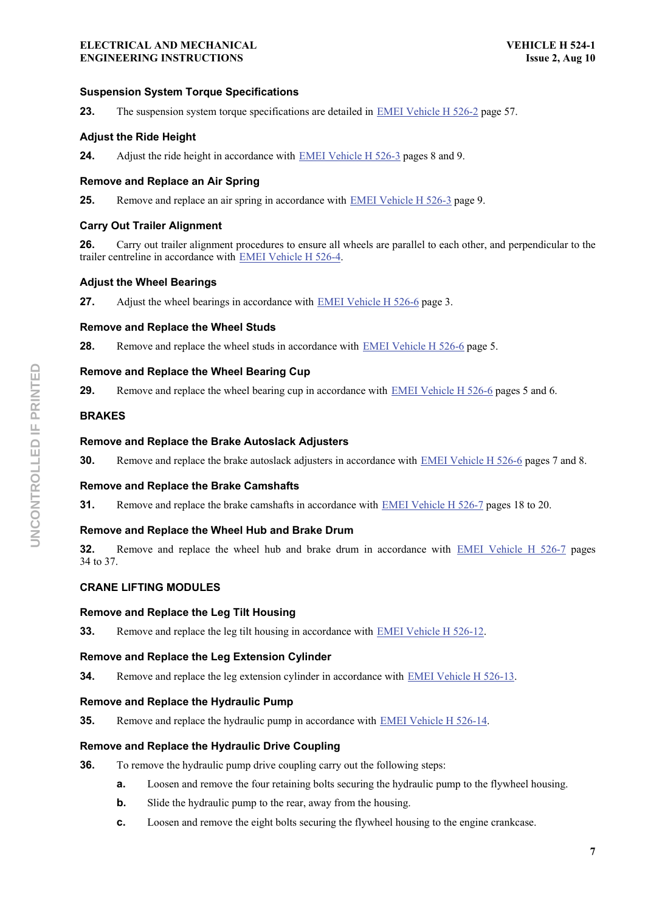### Suspension System Torque Specifications

**23.** The suspension system torque specifications are detailed in EMEI Vehicle H 526-2 page 57.

### Adjust the Ride Height

**24.** Adjust the ride height in accordance with EMEI Vehicle H 526-3 pages 8 and 9.

### Remove and Replace an Air Spring

**25.** Remove and replace an air spring in accordance with EMEI Vehicle H 526-3 page 9.

### Carry Out Trailer Alignment

**26.** Carry out trailer alignment procedures to ensure all wheels are parallel to each other, and perpendicular to the trailer centreline in accordance with EMEI Vehicle H 526-4.

### Adjust the Wheel Bearings

**27.** Adjust the wheel bearings in accordance with EMEI Vehicle H 526-6 page 3.

### Remove and Replace the Wheel Studs

**28.** Remove and replace the wheel studs in accordance with EMEI Vehicle H 526-6 page 5.

### Remove and Replace the Wheel Bearing Cup

**29.** Remove and replace the wheel bearing cup in accordance with EMEI Vehicle H 526-6 pages 5 and 6.

## BRAKES

### Remove and Replace the Brake Autoslack Adjusters

**30.** Remove and replace the brake autoslack adjusters in accordance with EMEI Vehicle H 526-6 pages 7 and 8.

### Remove and Replace the Brake Camshafts

**31.** Remove and replace the brake camshafts in accordance with EMEI Vehicle H 526-7 pages 18 to 20.

### Remove and Replace the Wheel Hub and Brake Drum

**32.** Remove and replace the wheel hub and brake drum in accordance with EMEI Vehicle H 526-7 pages 34 to 37.

## CRANE LIFTING MODULES

### Remove and Replace the Leg Tilt Housing

**33.** Remove and replace the leg tilt housing in accordance with EMEI Vehicle H 526-12.

### Remove and Replace the Leg Extension Cylinder

**34.** Remove and replace the leg extension cylinder in accordance with EMEI Vehicle H 526-13.

### Remove and Replace the Hydraulic Pump

**35.** Remove and replace the hydraulic pump in accordance with EMEI Vehicle H 526-14.

### Remove and Replace the Hydraulic Drive Coupling

**36.** To remove the hydraulic pump drive coupling carry out the following steps:

**a.** Loosen and remove the four retaining bolts securing the hydraulic pump to the flywheel housing.

**b.** Slide the hydraulic pump to the rear, away from the housing.

**c.** Loosen and remove the eight bolts securing the flywheel housing to the engine crankcase.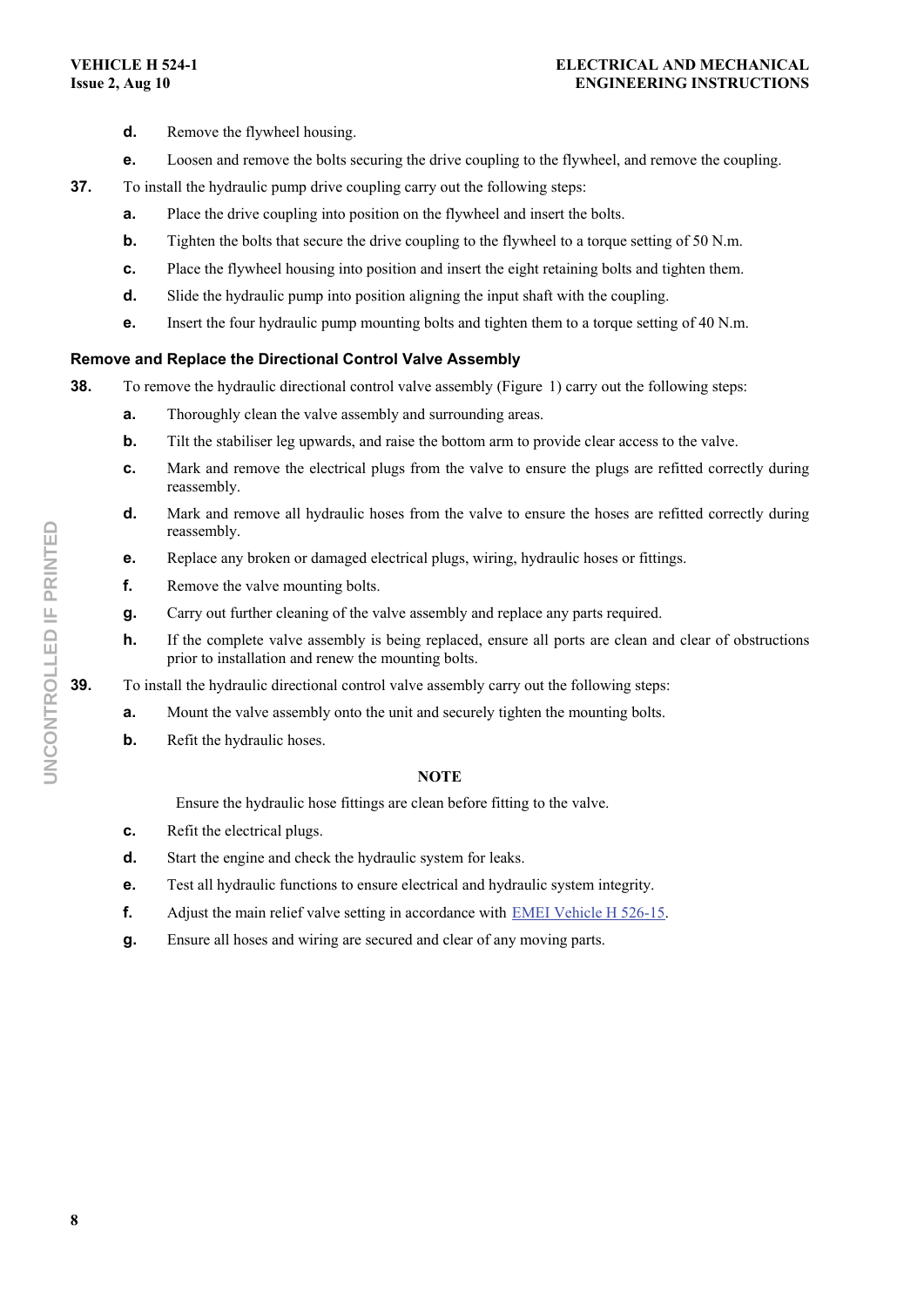d. Remove the flywheel housing.

e. Loosen and remove the bolts securing the drive coupling to the flywheel, and remove the coupling.

**37.** To install the hydraulic pump drive coupling carry out the following steps:

a. Place the drive coupling into position on the flywheel and insert the bolts.

b. Tighten the bolts that secure the drive coupling to the flywheel to a torque setting of 50 N.m.

c. Place the flywheel housing into position and insert the eight retaining bolts and tighten them.

d. Slide the hydraulic pump into position aligning the input shaft with the coupling.

e. Insert the four hydraulic pump mounting bolts and tighten them to a torque setting of 40 N.m.

### Remove and Replace the Directional Control Valve Assembly

**38.** To remove the hydraulic directional control valve assembly (Figure 1) carry out the following steps:

a. Thoroughly clean the valve assembly and surrounding areas.

b. Tilt the stabiliser leg upwards, and raise the bottom arm to provide clear access to the valve.

c. Mark and remove the electrical plugs from the valve to ensure the plugs are refitted correctly during reassembly.

d. Mark and remove all hydraulic hoses from the valve to ensure the hoses are refitted correctly during reassembly.

e. Replace any broken or damaged electrical plugs, wiring, hydraulic hoses or fittings.

f. Remove the valve mounting bolts.

g. Carry out further cleaning of the valve assembly and replace any parts required.

h. If the complete valve assembly is being replaced, ensure all ports are clean and clear of obstructions prior to installation and renew the mounting bolts.

**39.** To install the hydraulic directional control valve assembly carry out the following steps:

a. Mount the valve assembly onto the unit and securely tighten the mounting bolts.

b. Refit the hydraulic hoses.

**NOTE**

Ensure the hydraulic hose fittings are clean before fitting to the valve.

c. Refit the electrical plugs.

d. Start the engine and check the hydraulic system for leaks.

e. Test all hydraulic functions to ensure electrical and hydraulic system integrity.

f. Adjust the main relief valve setting in accordance with EMEI Vehicle H 526-15.

g. Ensure all hoses and wiring are secured and clear of any moving parts.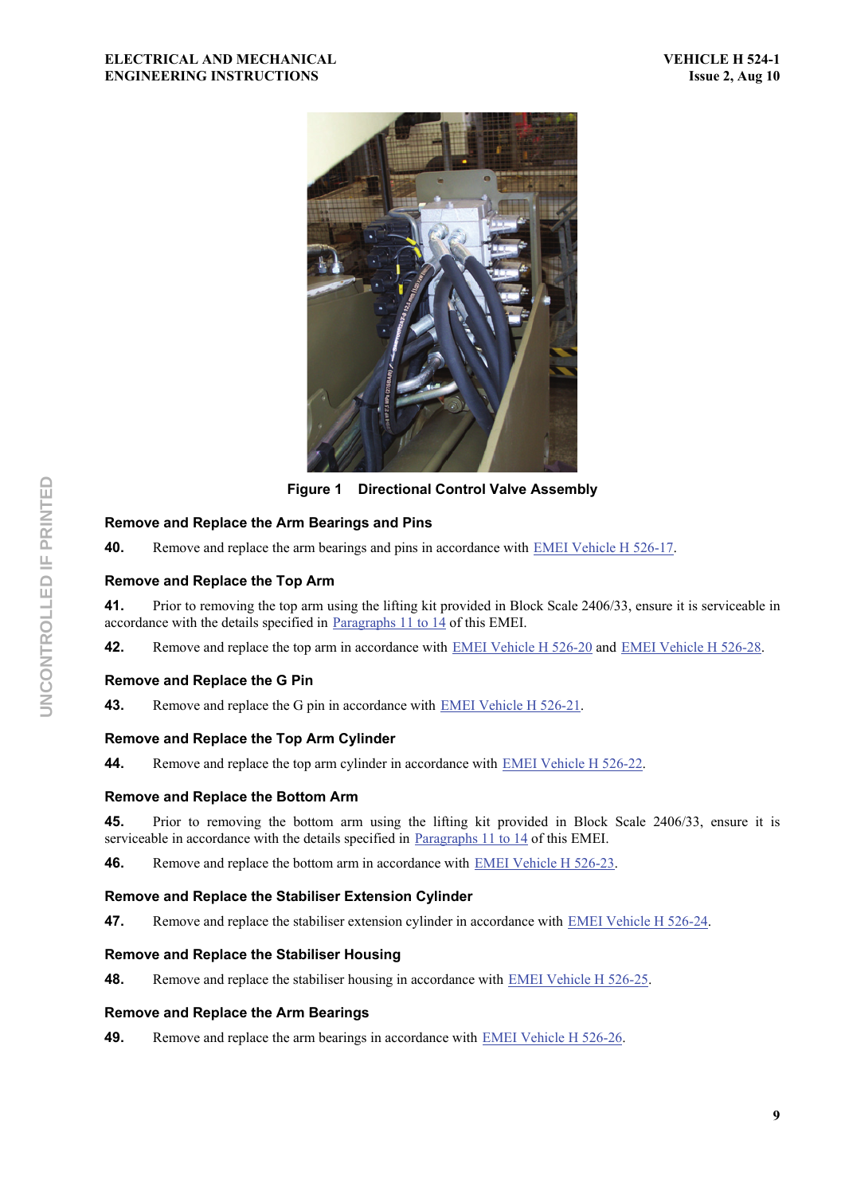Figure 1 Directional Control Valve Assembly

## Remove and Replace the Arm Bearings and Pins

**40.** Remove and replace the arm bearings and pins in accordance with EMEI Vehicle H 526-17.

## Remove and Replace the Top Arm

**41.** Prior to removing the top arm using the lifting kit provided in Block Scale 2406/33, ensure it is serviceable in accordance with the details specified in Paragraphs 11 to 14 of this EMEI.

**42.** Remove and replace the top arm in accordance with EMEI Vehicle H 526-20 and EMEI Vehicle H 526-28.

## Remove and Replace the G Pin

**43.** Remove and replace the G pin in accordance with EMEI Vehicle H 526-21.

## Remove and Replace the Top Arm Cylinder

**44.** Remove and replace the top arm cylinder in accordance with EMEI Vehicle H 526-22.

## Remove and Replace the Bottom Arm

**45.** Prior to removing the bottom arm using the lifting kit provided in Block Scale 2406/33, ensure it is serviceable in accordance with the details specified in Paragraphs 11 to 14 of this EMEI.

**46.** Remove and replace the bottom arm in accordance with EMEI Vehicle H 526-23.

## Remove and Replace the Stabiliser Extension Cylinder

**47.** Remove and replace the stabiliser extension cylinder in accordance with EMEI Vehicle H 526-24.

## Remove and Replace the Stabiliser Housing

**48.** Remove and replace the stabiliser housing in accordance with EMEI Vehicle H 526-25.

## Remove and Replace the Arm Bearings

**49.** Remove and replace the arm bearings in accordance with EMEI Vehicle H 526-26.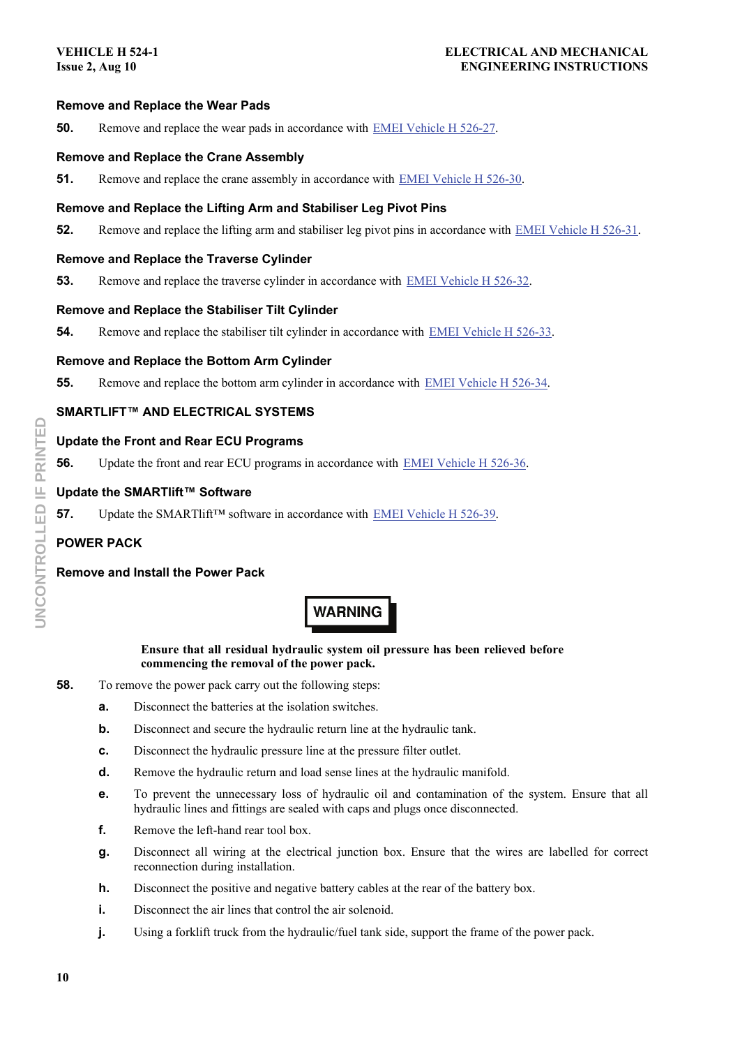### Remove and Replace the Wear Pads

**50.** Remove and replace the wear pads in accordance with EMEI Vehicle H 526-27.

### Remove and Replace the Crane Assembly

**51.** Remove and replace the crane assembly in accordance with EMEI Vehicle H 526-30.

### Remove and Replace the Lifting Arm and Stabiliser Leg Pivot Pins

**52.** Remove and replace the lifting arm and stabiliser leg pivot pins in accordance with EMEI Vehicle H 526-31.

### Remove and Replace the Traverse Cylinder

**53.** Remove and replace the traverse cylinder in accordance with EMEI Vehicle H 526-32.

### Remove and Replace the Stabiliser Tilt Cylinder

**54.** Remove and replace the stabiliser tilt cylinder in accordance with EMEI Vehicle H 526-33.

### Remove and Replace the Bottom Arm Cylinder

**55.** Remove and replace the bottom arm cylinder in accordance with EMEI Vehicle H 526-34.

## SMARTLIFT™ AND ELECTRICAL SYSTEMS

### Update the Front and Rear ECU Programs

**56.** Update the front and rear ECU programs in accordance with EMEI Vehicle H 526-36.

### Update the SMARTlift™ Software

**57.** Update the SMARTlift™ software in accordance with EMEI Vehicle H 526-39.

## POWER PACK

### Remove and Install the Power Pack

**WARNING**

**Ensure that all residual hydraulic system oil pressure has been relieved before commencing the removal of the power pack.**

**58.** To remove the power pack carry out the following steps:

- **a.** Disconnect the batteries at the isolation switches.
- **b.** Disconnect and secure the hydraulic return line at the hydraulic tank.
- **c.** Disconnect the hydraulic pressure line at the pressure filter outlet.
- **d.** Remove the hydraulic return and load sense lines at the hydraulic manifold.
- **e.** To prevent the unnecessary loss of hydraulic oil and contamination of the system. Ensure that all hydraulic lines and fittings are sealed with caps and plugs once disconnected.
- **f.** Remove the left-hand rear tool box.
- **g.** Disconnect all wiring at the electrical junction box. Ensure that the wires are labelled for correct reconnection during installation.
- **h.** Disconnect the positive and negative battery cables at the rear of the battery box.
- **i.** Disconnect the air lines that control the air solenoid.
- **j.** Using a forklift truck from the hydraulic/fuel tank side, support the frame of the power pack.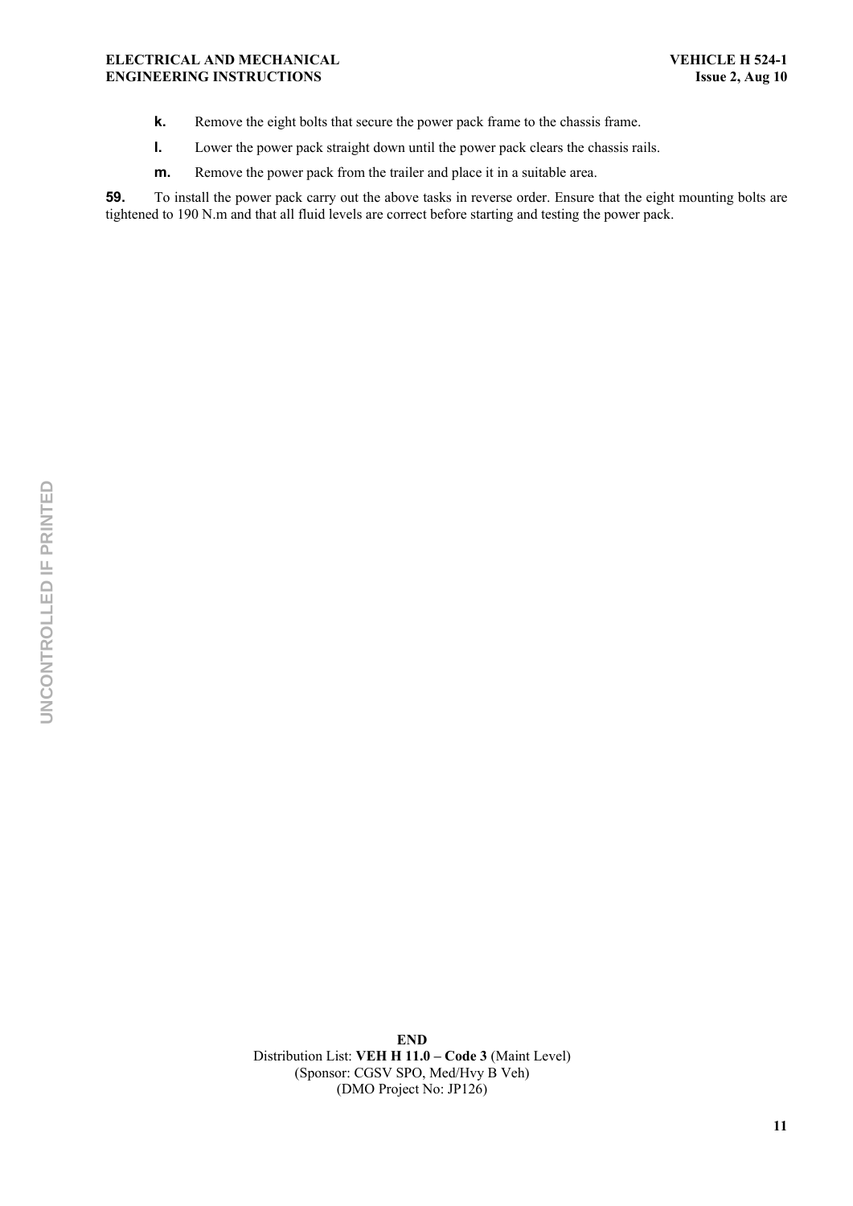**k.** Remove the eight bolts that secure the power pack frame to the chassis frame.

**l.** Lower the power pack straight down until the power pack clears the chassis rails.

**m.** Remove the power pack from the trailer and place it in a suitable area.

**59.** To install the power pack carry out the above tasks in reverse order. Ensure that the eight mounting bolts are tightened to 190 N.m and that all fluid levels are correct before starting and testing the power pack.

UNCONTROLLED IF PRINTED

**END**

Distribution List: **VEH H 11.0 – Code 3** (Maint Level)
(Sponsor: CGSV SPO, Med/Hvy B Veh)
(DMO Project No: JP126)